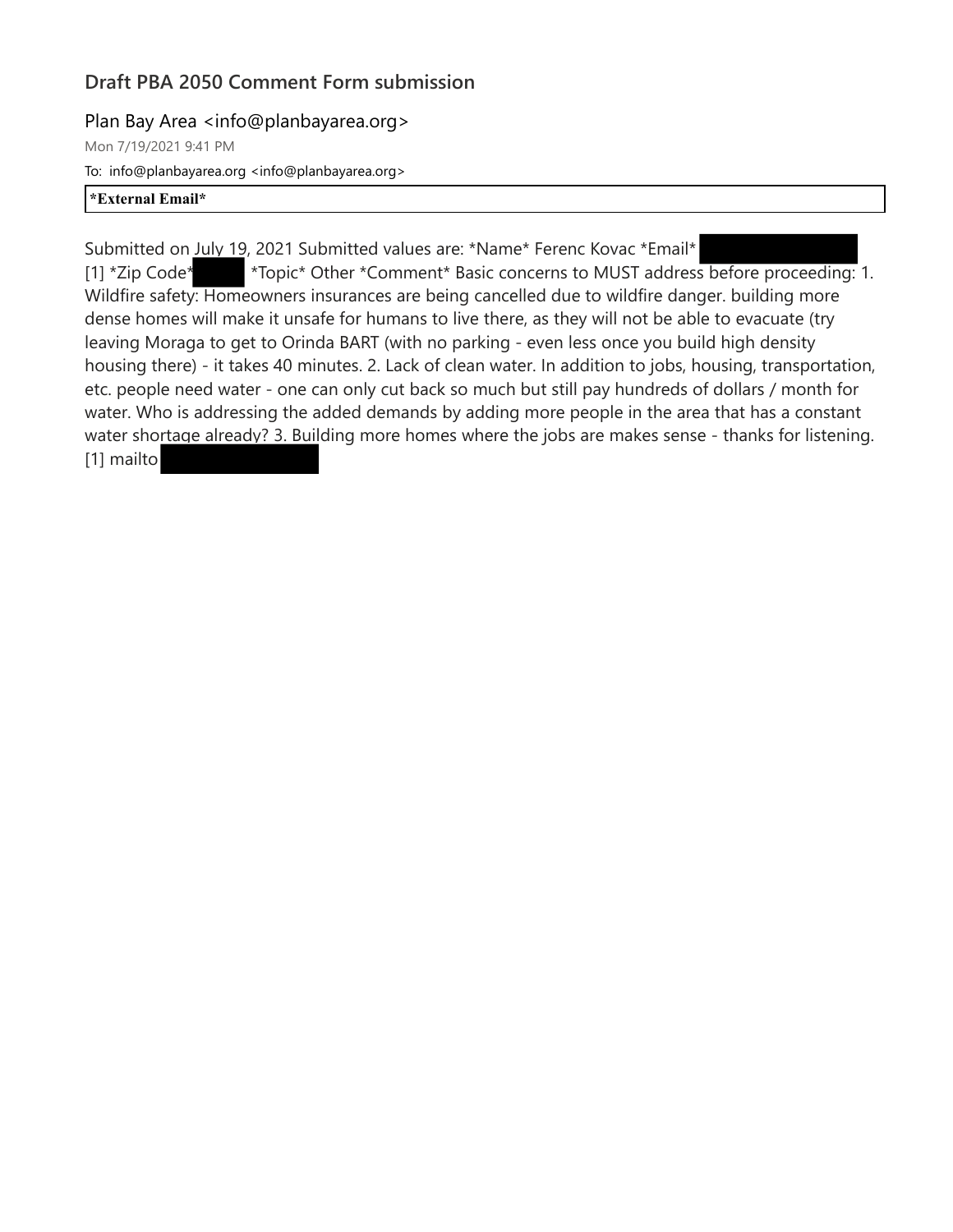## Draft PBA 2050 Comment Form submission

Plan Bay Area <info@planbayarea.org>

Mon 7/19/2021 9:41 PM

To: info@planbayarea.org <info@planbayarea.org>

**\*External Email\***

Submitted on July 19, 2021 Submitted values are: *Name* Ferenc Kovac *Email* [1] *Zip Code* *Topic* Other *Comment* Basic concerns to MUST address before proceeding: 1. Wildfire safety: Homeowners insurances are being cancelled due to wildfire danger. building more dense homes will make it unsafe for humans to live there, as they will not be able to evacuate (try leaving Moraga to get to Orinda BART (with no parking - even less once you build high density housing there) - it takes 40 minutes. 2. Lack of clean water. In addition to jobs, housing, transportation, etc. people need water - one can only cut back so much but still pay hundreds of dollars / month for water. Who is addressing the added demands by adding more people in the area that has a constant water shortage already? 3. Building more homes where the jobs are makes sense - thanks for listening.
[1] mailto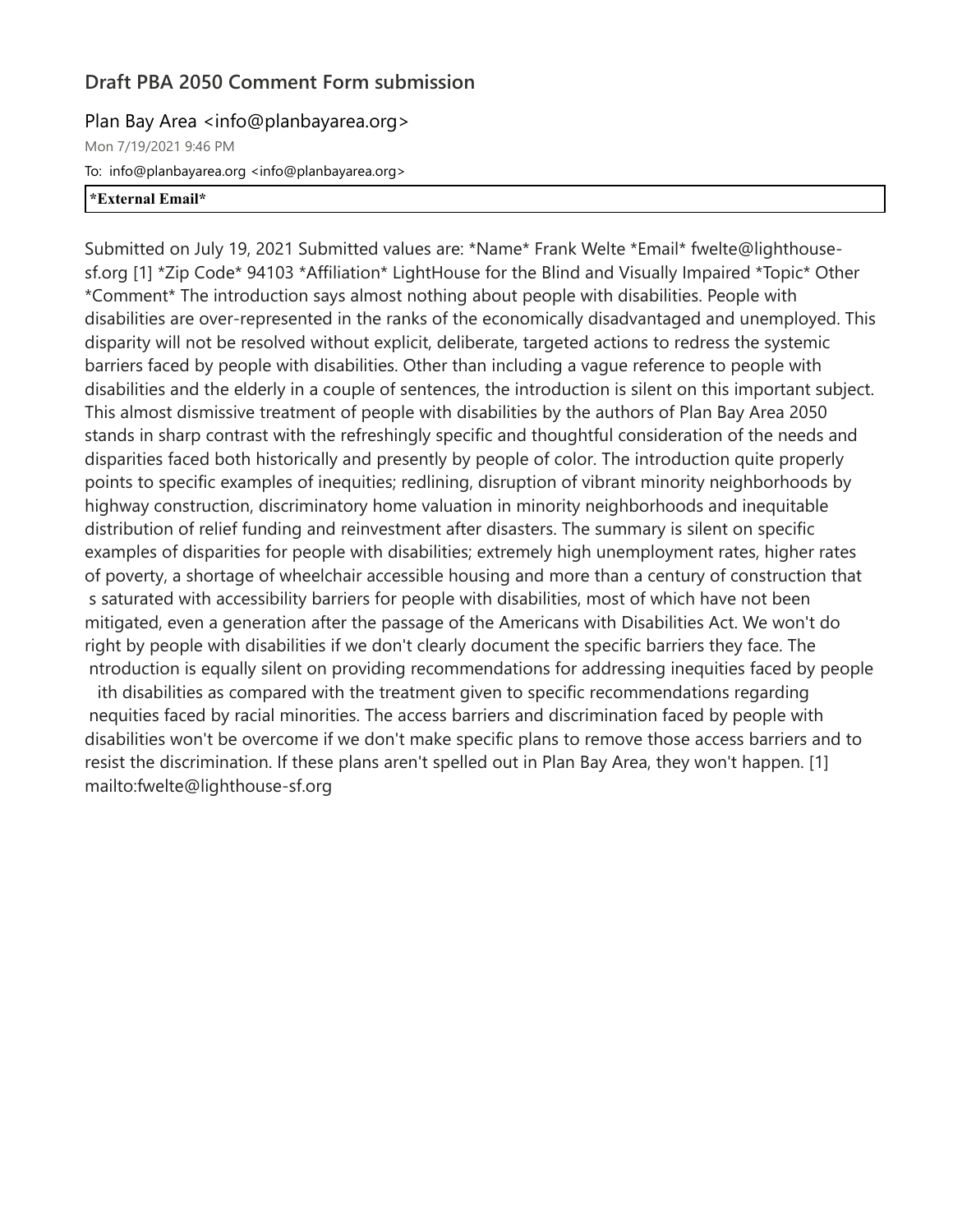## Draft PBA 2050 Comment Form submission

Plan Bay Area <info@planbayarea.org>

Mon 7/19/2021 9:46 PM

To: info@planbayarea.org <info@planbayarea.org>

**\*External Email\***

Submitted on July 19, 2021 Submitted values are: *Name* Frank Welte *Email* fwelte@lighthouse-sf.org [1] *Zip Code* 94103 *Affiliation* LightHouse for the Blind and Visually Impaired *Topic* Other *Comment* The introduction says almost nothing about people with disabilities. People with disabilities are over-represented in the ranks of the economically disadvantaged and unemployed. This disparity will not be resolved without explicit, deliberate, targeted actions to redress the systemic barriers faced by people with disabilities. Other than including a vague reference to people with disabilities and the elderly in a couple of sentences, the introduction is silent on this important subject. This almost dismissive treatment of people with disabilities by the authors of Plan Bay Area 2050 stands in sharp contrast with the refreshingly specific and thoughtful consideration of the needs and disparities faced both historically and presently by people of color. The introduction quite properly points to specific examples of inequities; redlining, disruption of vibrant minority neighborhoods by highway construction, discriminatory home valuation in minority neighborhoods and inequitable distribution of relief funding and reinvestment after disasters. The summary is silent on specific examples of disparities for people with disabilities; extremely high unemployment rates, higher rates of poverty, a shortage of wheelchair accessible housing and more than a century of construction that s saturated with accessibility barriers for people with disabilities, most of which have not been mitigated, even a generation after the passage of the Americans with Disabilities Act. We won't do right by people with disabilities if we don't clearly document the specific barriers they face. The ntroduction is equally silent on providing recommendations for addressing inequities faced by people ith disabilities as compared with the treatment given to specific recommendations regarding nequities faced by racial minorities. The access barriers and discrimination faced by people with disabilities won't be overcome if we don't make specific plans to remove those access barriers and to resist the discrimination. If these plans aren't spelled out in Plan Bay Area, they won't happen. [1] mailto:fwelte@lighthouse-sf.org